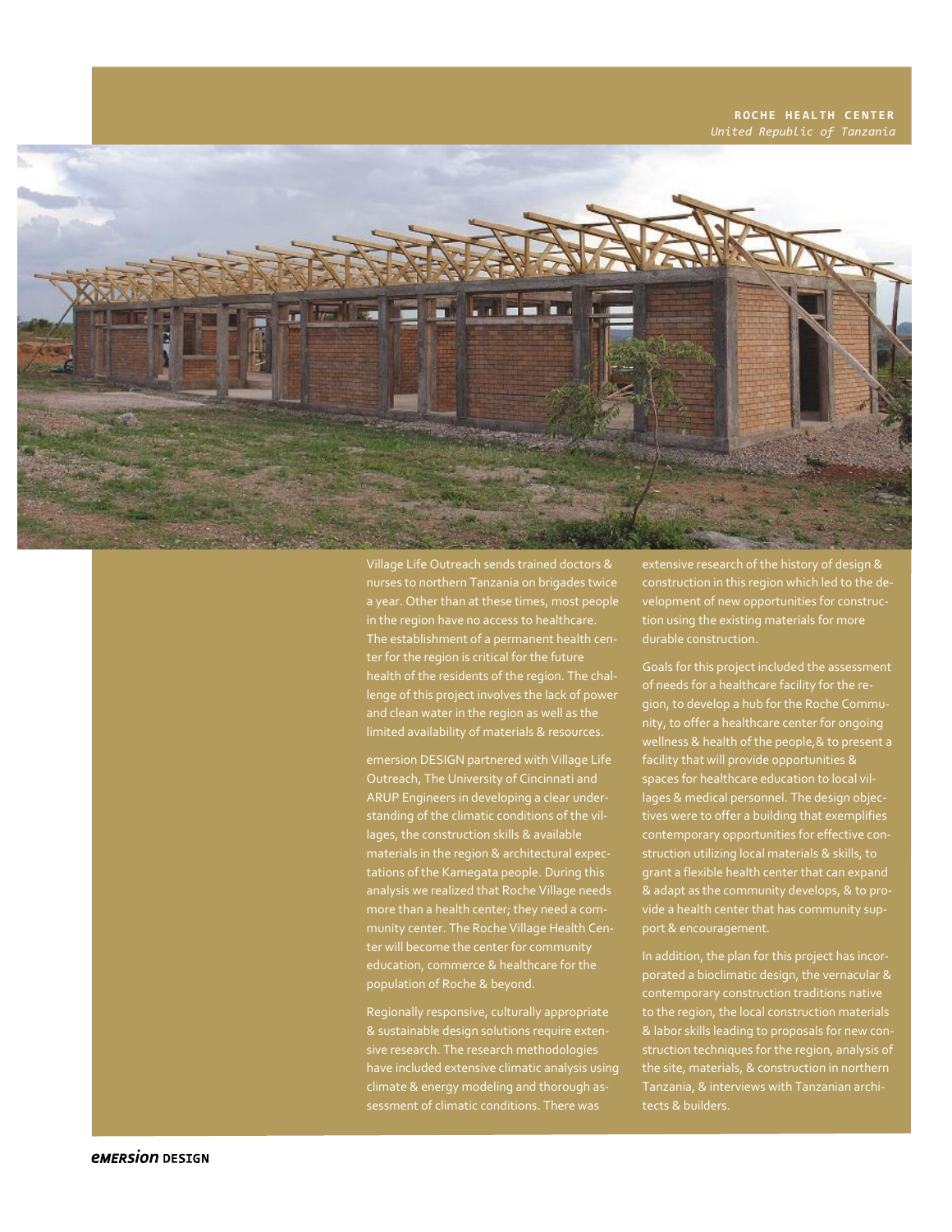**ROCHE HEALTH CENTER**
*United Republic of Tanzania*

Village Life Outreach sends trained doctors & nurses to northern Tanzania on brigades twice a year. Other than at these times, most people in the region have no access to healthcare. The establishment of a permanent health center for the region is critical for the future health of the residents of the region. The challenge of this project involves the lack of power and clean water in the region as well as the limited availability of materials & resources.

emersion DESIGN partnered with Village Life Outreach, The University of Cincinnati and ARUP Engineers in developing a clear understanding of the climatic conditions of the villages, the construction skills & available materials in the region & architectural expectations of the Kamegata people. During this analysis we realized that Roche Village needs more than a health center; they need a community center. The Roche Village Health Center will become the center for community education, commerce & healthcare for the population of Roche & beyond.

Regionally responsive, culturally appropriate & sustainable design solutions require extensive research. The research methodologies have included extensive climatic analysis using climate & energy modeling and thorough assessment of climatic conditions. There was extensive research of the history of design & construction in this region which led to the development of new opportunities for construction using the existing materials for more durable construction.

Goals for this project included the assessment of needs for a healthcare facility for the region, to develop a hub for the Roche Community, to offer a healthcare center for ongoing wellness & health of the people,& to present a facility that will provide opportunities & spaces for healthcare education to local villages & medical personnel. The design objectives were to offer a building that exemplifies contemporary opportunities for effective construction utilizing local materials & skills, to grant a flexible health center that can expand & adapt as the community develops, & to provide a health center that has community support & encouragement.

In addition, the plan for this project has incorporated a bioclimatic design, the vernacular & contemporary construction traditions native to the region, the local construction materials & labor skills leading to proposals for new construction techniques for the region, analysis of the site, materials, & construction in northern Tanzania, & interviews with Tanzanian architects & builders.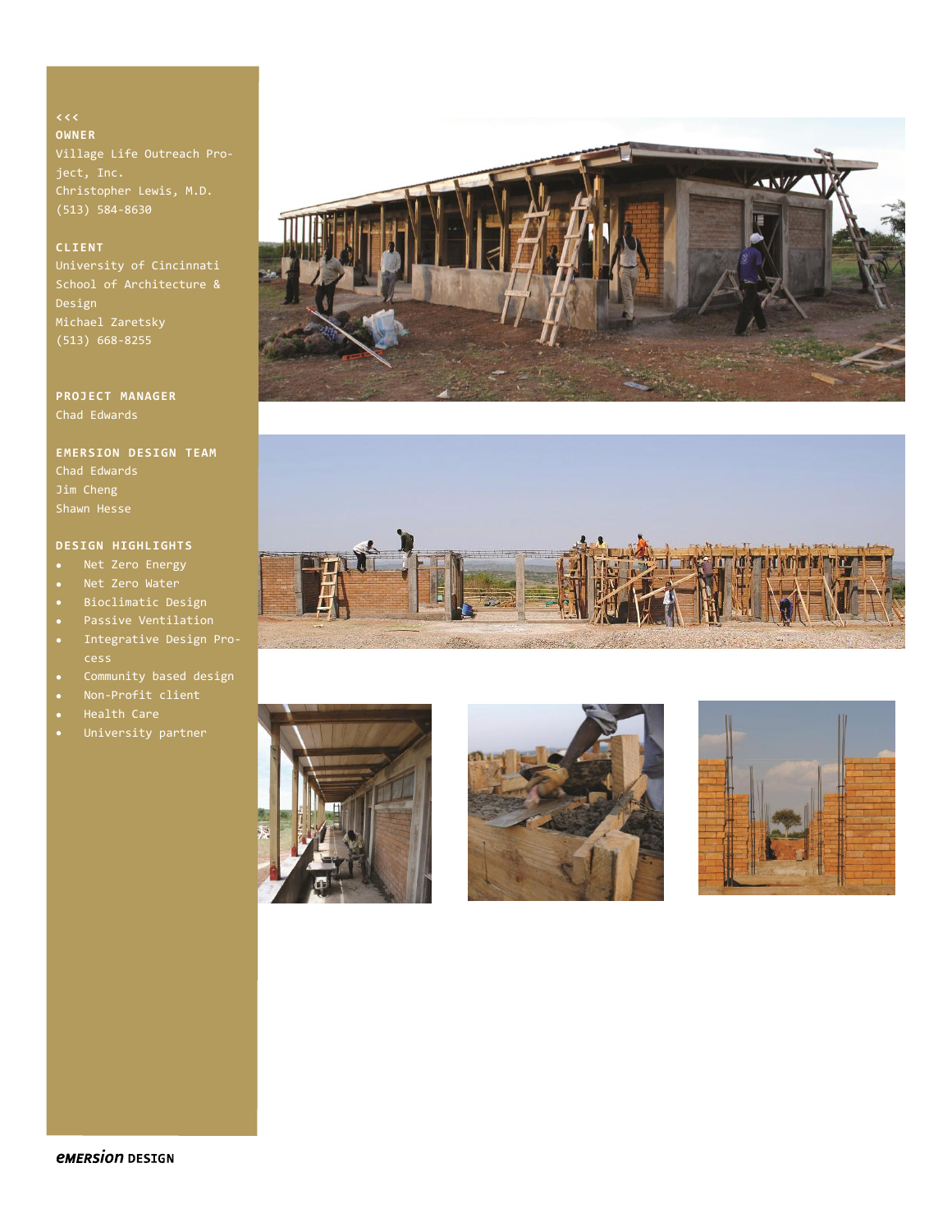<<<

**OWNER**

Village Life Outreach Project, Inc.
Christopher Lewis, M.D.
(513) 584-8630

**CLIENT**

University of Cincinnati
School of Architecture & Design
Michael Zaretsky
(513) 668-8255

**PROJECT MANAGER**

Chad Edwards

**EMERSION DESIGN TEAM**

Chad Edwards
Jim Cheng
Shawn Hesse

**DESIGN HIGHLIGHTS**

- Net Zero Energy
- Net Zero Water
- Bioclimatic Design
- Passive Ventilation
- Integrative Design Process
- Community based design
- Non-Profit client
- Health Care
- University partner